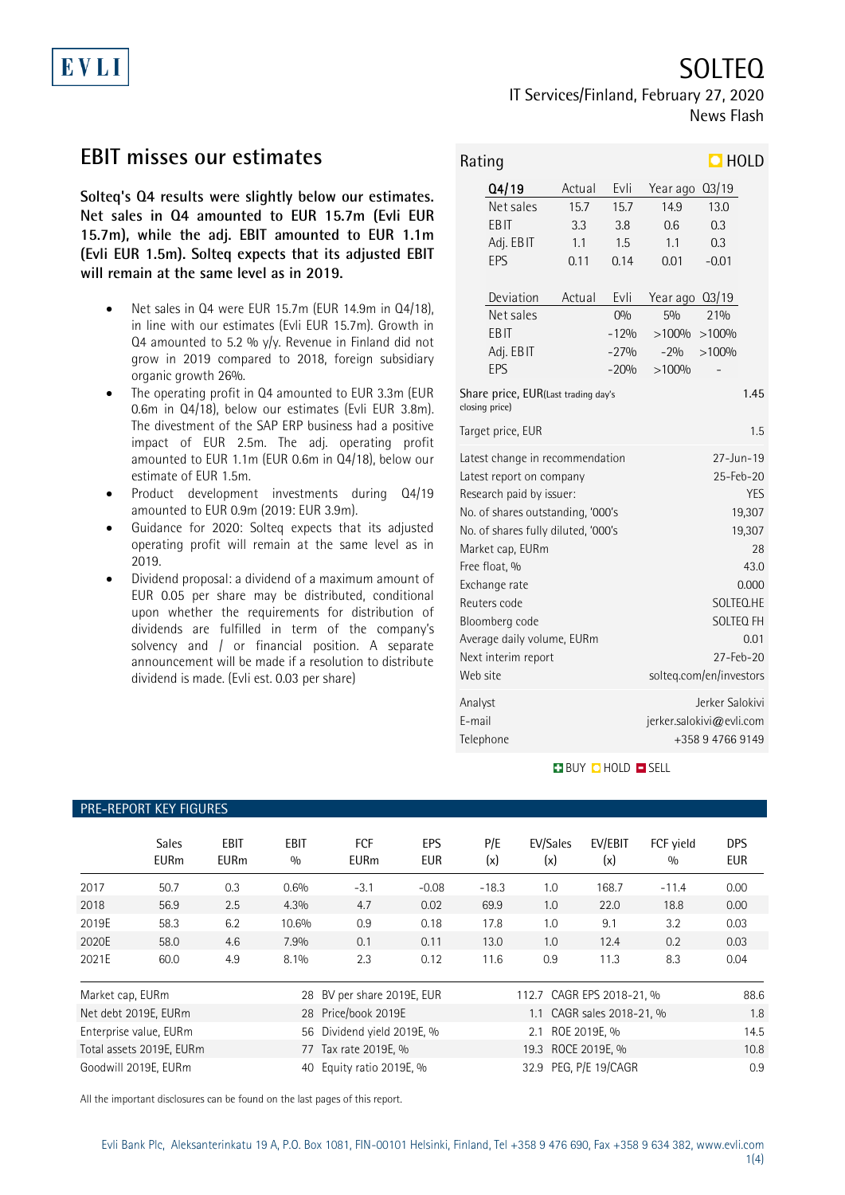EVLI

# SOLTEQ

IT Services/Finland, February 27, 2020

News Flash

## EBIT misses our estimates

**Solteq's Q4 results were slightly below our estimates. Net sales in Q4 amounted to EUR 15.7m (Evli EUR 15.7m), while the adj. EBIT amounted to EUR 1.1m (Evli EUR 1.5m). Solteq expects that its adjusted EBIT will remain at the same level as in 2019.**

- Net sales in Q4 were EUR 15.7m (EUR 14.9m in Q4/18), in line with our estimates (Evli EUR 15.7m). Growth in Q4 amounted to 5.2 % y/y. Revenue in Finland did not grow in 2019 compared to 2018, foreign subsidiary organic growth 26%.
- The operating profit in Q4 amounted to EUR 3.3m (EUR 0.6m in Q4/18), below our estimates (Evli EUR 3.8m). The divestment of the SAP ERP business had a positive impact of EUR 2.5m. The adj. operating profit amounted to EUR 1.1m (EUR 0.6m in Q4/18), below our estimate of EUR 1.5m.
- Product development investments during Q4/19 amounted to EUR 0.9m (2019: EUR 3.9m).
- Guidance for 2020: Solteq expects that its adjusted operating profit will remain at the same level as in 2019.
- Dividend proposal: a dividend of a maximum amount of EUR 0.05 per share may be distributed, conditional upon whether the requirements for distribution of dividends are fulfilled in term of the company's solvency and / or financial position. A separate announcement will be made if a resolution to distribute dividend is made. (Evli est. 0.03 per share)

**Rating: HOLD**

| Q4/19 | Actual | Evli | Year ago | Q3/19 |
|---|---|---|---|---|
| Net sales | 15.7 | 15.7 | 14.9 | 13.0 |
| EBIT | 3.3 | 3.8 | 0.6 | 0.3 |
| Adj. EBIT | 1.1 | 1.5 | 1.1 | 0.3 |
| EPS | 0.11 | 0.14 | 0.01 | -0.01 |

| Deviation | Actual | Evli | Year ago | Q3/19 |
|---|---|---|---|---|
| Net sales | | 0% | 5% | 21% |
| EBIT | | -12% | >100% | >100% |
| Adj. EBIT | | -27% | -2% | >100% |
| EPS | | -20% | >100% | - |

| | |
|---|---|
| Share price, EUR(Last trading day's closing price) | 1.45 |
| Target price, EUR | 1.5 |
| Latest change in recommendation | 27-Jun-19 |
| Latest report on company | 25-Feb-20 |
| Research paid by issuer: | YES |
| No. of shares outstanding, '000's | 19,307 |
| No. of shares fully diluted, '000's | 19,307 |
| Market cap, EURm | 28 |
| Free float, % | 43.0 |
| Exchange rate | 0.000 |
| Reuters code | SOLTEQ.HE |
| Bloomberg code | SOLTEQ FH |
| Average daily volume, EURm | 0.01 |
| Next interim report | 27-Feb-20 |
| Web site | solteq.com/en/investors |
| Analyst | Jerker Salokivi |
| E-mail | jerker.salokivi@evli.com |
| Telephone | +358 9 4766 9149 |

BUY HOLD SELL

### PRE-REPORT KEY FIGURES

| | Sales EURm | EBIT EURm | EBIT % | FCF EURm | EPS EUR | P/E (x) | EV/Sales (x) | EV/EBIT (x) | FCF yield % | DPS EUR |
|---|---|---|---|---|---|---|---|---|---|---|
| 2017 | 50.7 | 0.3 | 0.6% | -3.1 | -0.08 | -18.3 | 1.0 | 168.7 | -11.4 | 0.00 |
| 2018 | 56.9 | 2.5 | 4.3% | 4.7 | 0.02 | 69.9 | 1.0 | 22.0 | 18.8 | 0.00 |
| 2019E | 58.3 | 6.2 | 10.6% | 0.9 | 0.18 | 17.8 | 1.0 | 9.1 | 3.2 | 0.03 |
| 2020E | 58.0 | 4.6 | 7.9% | 0.1 | 0.11 | 13.0 | 1.0 | 12.4 | 0.2 | 0.03 |
| 2021E | 60.0 | 4.9 | 8.1% | 2.3 | 0.12 | 11.6 | 0.9 | 11.3 | 8.3 | 0.04 |

| | | | | | |
|---|---|---|---|---|---|
| Market cap, EURm | 28 | BV per share 2019E, EUR | 112.7 | CAGR EPS 2018-21, % | 88.6 |
| Net debt 2019E, EURm | 28 | Price/book 2019E | 1.1 | CAGR sales 2018-21, % | 1.8 |
| Enterprise value, EURm | 56 | Dividend yield 2019E, % | 2.1 | ROE 2019E, % | 14.5 |
| Total assets 2019E, EURm | 77 | Tax rate 2019E, % | 19.3 | ROCE 2019E, % | 10.8 |
| Goodwill 2019E, EURm | 40 | Equity ratio 2019E, % | 32.9 | PEG, P/E 19/CAGR | 0.9 |

All the important disclosures can be found on the last pages of this report.

Evli Bank Plc, Aleksanterinkatu 19 A, P.O. Box 1081, FIN-00101 Helsinki, Finland, Tel +358 9 476 690, Fax +358 9 634 382, www.evli.com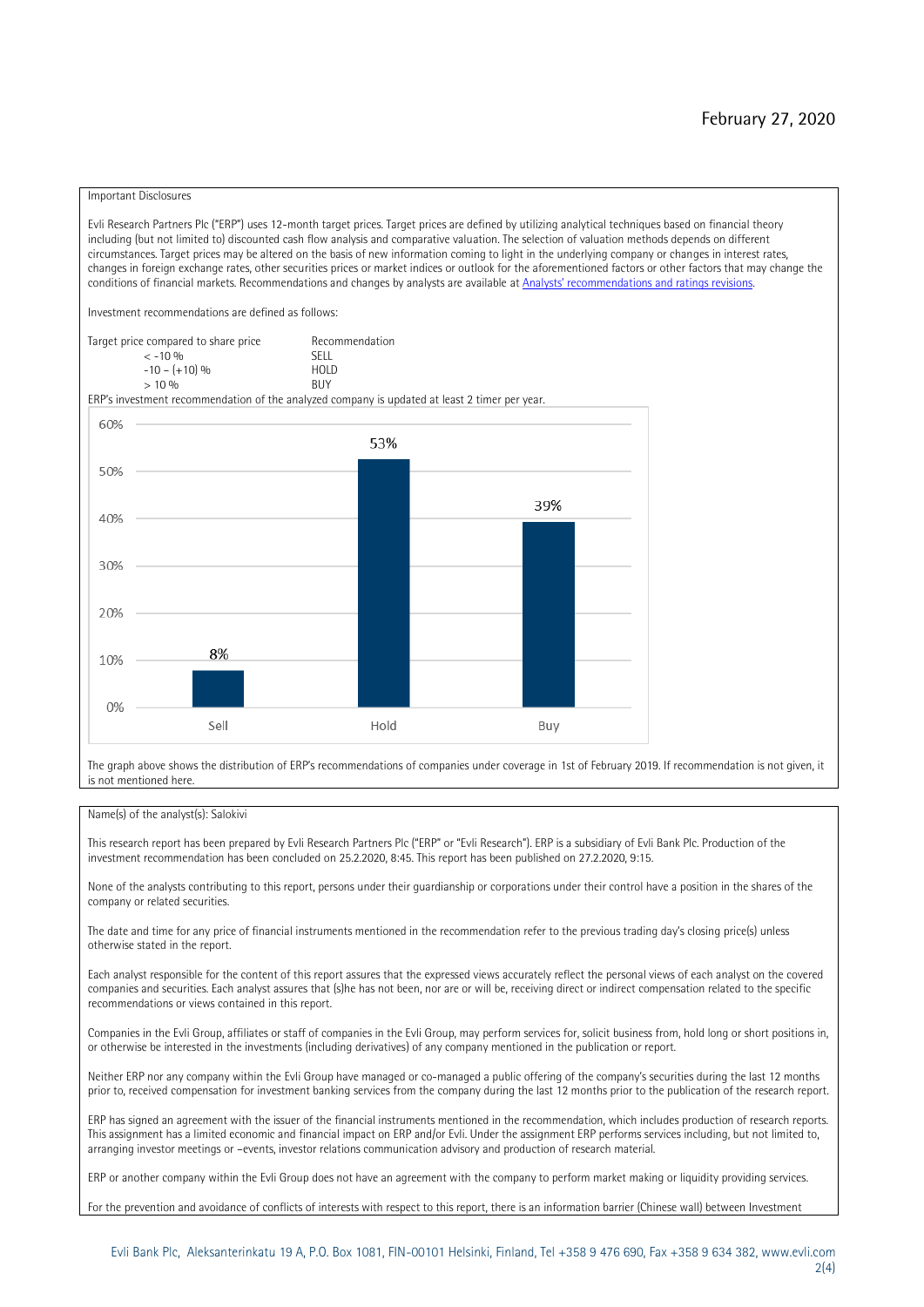February 27, 2020

Important Disclosures

Evli Research Partners Plc ("ERP") uses 12-month target prices. Target prices are defined by utilizing analytical techniques based on financial theory including (but not limited to) discounted cash flow analysis and comparative valuation. The selection of valuation methods depends on different circumstances. Target prices may be altered on the basis of new information coming to light in the underlying company or changes in interest rates, changes in foreign exchange rates, other securities prices or market indices or outlook for the aforementioned factors or other factors that may change the conditions of financial markets. Recommendations and changes by analysts are available at [Analysts' recommendations and ratings revisions](#).

Investment recommendations are defined as follows:

| Target price compared to share price | Recommendation |
|---|---|
| < -10 % | SELL |
| -10 – (+10) % | HOLD |
| > 10 % | BUY |

ERP's investment recommendation of the analyzed company is updated at least 2 timer per year.

| | Sell | Hold | Buy |
|---|---|---|---|
| Share | 8% | 53% | 39% |

The graph above shows the distribution of ERP's recommendations of companies under coverage in 1st of February 2019. If recommendation is not given, it is not mentioned here.

Name(s) of the analyst(s): Salokivi

This research report has been prepared by Evli Research Partners Plc ("ERP" or "Evli Research"). ERP is a subsidiary of Evli Bank Plc. Production of the investment recommendation has been concluded on 25.2.2020, 8:45. This report has been published on 27.2.2020, 9:15.

None of the analysts contributing to this report, persons under their guardianship or corporations under their control have a position in the shares of the company or related securities.

The date and time for any price of financial instruments mentioned in the recommendation refer to the previous trading day's closing price(s) unless otherwise stated in the report.

Each analyst responsible for the content of this report assures that the expressed views accurately reflect the personal views of each analyst on the covered companies and securities. Each analyst assures that (s)he has not been, nor are or will be, receiving direct or indirect compensation related to the specific recommendations or views contained in this report.

Companies in the Evli Group, affiliates or staff of companies in the Evli Group, may perform services for, solicit business from, hold long or short positions in, or otherwise be interested in the investments (including derivatives) of any company mentioned in the publication or report.

Neither ERP nor any company within the Evli Group have managed or co-managed a public offering of the company's securities during the last 12 months prior to, received compensation for investment banking services from the company during the last 12 months prior to the publication of the research report.

ERP has signed an agreement with the issuer of the financial instruments mentioned in the recommendation, which includes production of research reports. This assignment has a limited economic and financial impact on ERP and/or Evli. Under the assignment ERP performs services including, but not limited to, arranging investor meetings or –events, investor relations communication advisory and production of research material.

ERP or another company within the Evli Group does not have an agreement with the company to perform market making or liquidity providing services.

For the prevention and avoidance of conflicts of interests with respect to this report, there is an information barrier (Chinese wall) between Investment

Evli Bank Plc, Aleksanterinkatu 19 A, P.O. Box 1081, FIN-00101 Helsinki, Finland, Tel +358 9 476 690, Fax +358 9 634 382, www.evli.com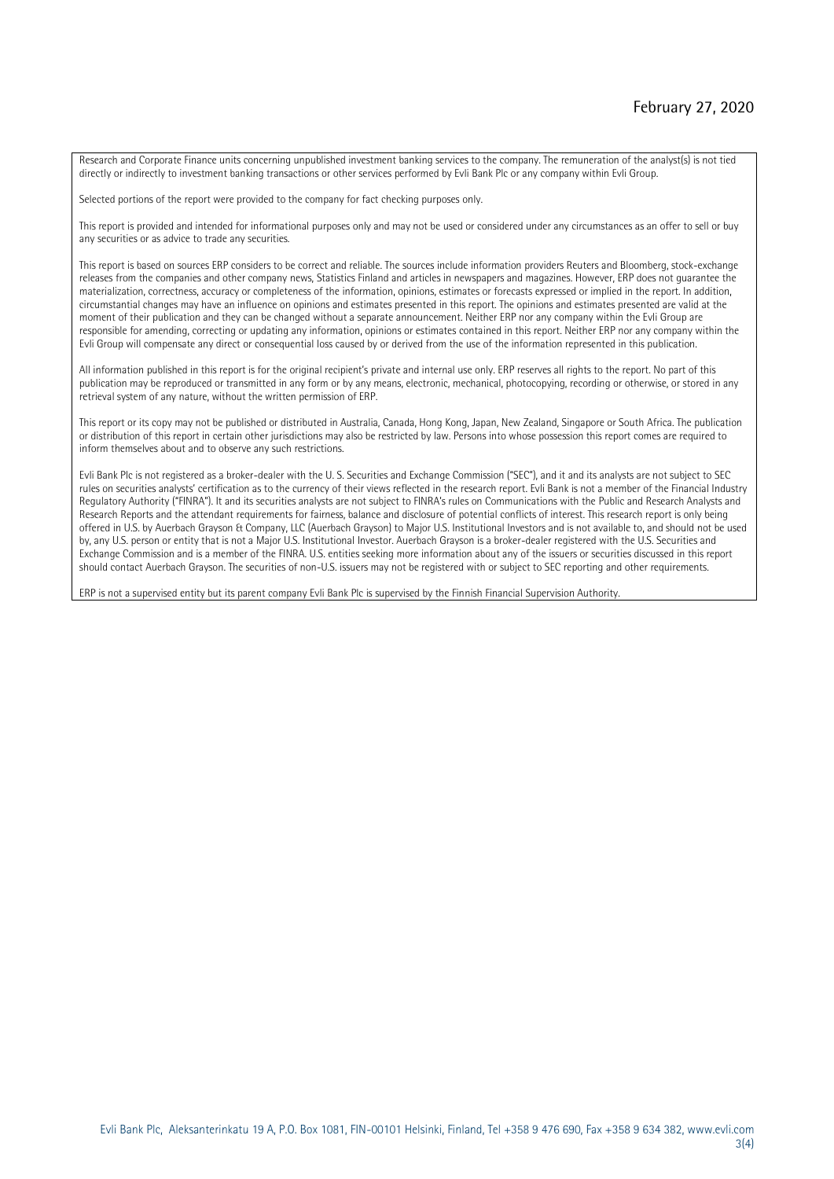Research and Corporate Finance units concerning unpublished investment banking services to the company. The remuneration of the analyst(s) is not tied directly or indirectly to investment banking transactions or other services performed by Evli Bank Plc or any company within Evli Group.

Selected portions of the report were provided to the company for fact checking purposes only.

This report is provided and intended for informational purposes only and may not be used or considered under any circumstances as an offer to sell or buy any securities or as advice to trade any securities.

This report is based on sources ERP considers to be correct and reliable. The sources include information providers Reuters and Bloomberg, stock-exchange releases from the companies and other company news, Statistics Finland and articles in newspapers and magazines. However, ERP does not guarantee the materialization, correctness, accuracy or completeness of the information, opinions, estimates or forecasts expressed or implied in the report. In addition, circumstantial changes may have an influence on opinions and estimates presented in this report. The opinions and estimates presented are valid at the moment of their publication and they can be changed without a separate announcement. Neither ERP nor any company within the Evli Group are responsible for amending, correcting or updating any information, opinions or estimates contained in this report. Neither ERP nor any company within the Evli Group will compensate any direct or consequential loss caused by or derived from the use of the information represented in this publication.

All information published in this report is for the original recipient's private and internal use only. ERP reserves all rights to the report. No part of this publication may be reproduced or transmitted in any form or by any means, electronic, mechanical, photocopying, recording or otherwise, or stored in any retrieval system of any nature, without the written permission of ERP.

This report or its copy may not be published or distributed in Australia, Canada, Hong Kong, Japan, New Zealand, Singapore or South Africa. The publication or distribution of this report in certain other jurisdictions may also be restricted by law. Persons into whose possession this report comes are required to inform themselves about and to observe any such restrictions.

Evli Bank Plc is not registered as a broker-dealer with the U. S. Securities and Exchange Commission ("SEC"), and it and its analysts are not subject to SEC rules on securities analysts' certification as to the currency of their views reflected in the research report. Evli Bank is not a member of the Financial Industry Regulatory Authority ("FINRA"). It and its securities analysts are not subject to FINRA's rules on Communications with the Public and Research Analysts and Research Reports and the attendant requirements for fairness, balance and disclosure of potential conflicts of interest. This research report is only being offered in U.S. by Auerbach Grayson & Company, LLC (Auerbach Grayson) to Major U.S. Institutional Investors and is not available to, and should not be used by, any U.S. person or entity that is not a Major U.S. Institutional Investor. Auerbach Grayson is a broker-dealer registered with the U.S. Securities and Exchange Commission and is a member of the FINRA. U.S. entities seeking more information about any of the issuers or securities discussed in this report should contact Auerbach Grayson. The securities of non-U.S. issuers may not be registered with or subject to SEC reporting and other requirements.

ERP is not a supervised entity but its parent company Evli Bank Plc is supervised by the Finnish Financial Supervision Authority.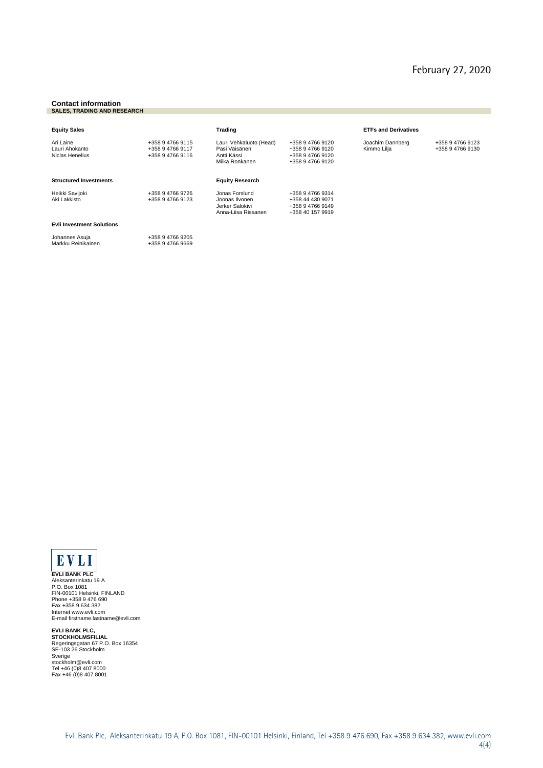February 27, 2020

## Contact information

**SALES, TRADING AND RESEARCH**

**Equity Sales**

| | |
|---|---|
| Ari Laine | +358 9 4766 9115 |
| Lauri Ahokanto | +358 9 4766 9117 |
| Niclas Henelius | +358 9 4766 9116 |

**Trading**

| | |
|---|---|
| Lauri Vehkaluoto (Head) | +358 9 4766 9120 |
| Pasi Väisänen | +358 9 4766 9120 |
| Antti Kässi | +358 9 4766 9120 |
| Miika Ronkanen | +358 9 4766 9120 |

**ETFs and Derivatives**

| | |
|---|---|
| Joachim Dannberg | +358 9 4766 9123 |
| Kimmo Lilja | +358 9 4766 9130 |

**Structured Investments**

| | |
|---|---|
| Heikki Savijoki | +358 9 4766 9726 |
| Aki Lakkisto | +358 9 4766 9123 |

**Equity Research**

| | |
|---|---|
| Jonas Forslund | +358 9 4766 9314 |
| Joonas Ilvonen | +358 44 430 9071 |
| Jerker Salokivi | +358 9 4766 9149 |
| Anna-Liisa Rissanen | +358 40 157 9919 |

**Evli Investment Solutions**

| | |
|---|---|
| Johannes Asuja | +358 9 4766 9205 |
| Markku Reinikainen | +358 9 4766 9669 |

EVLI

**EVLI BANK PLC**
Aleksanterinkatu 19 A
P.O. Box 1081
FIN-00101 Helsinki, FINLAND
Phone +358 9 476 690
Fax +358 9 634 382
Internet www.evli.com
E-mail firstname.lastname@evli.com

**EVLI BANK PLC,**
**STOCKHOLMSFILIAL**
Regeringsgatan 67 P.O. Box 16354
SE-103 26 Stockholm
Sverige
stockholm@evli.com
Tel +46 (0)8 407 8000
Fax +46 (0)8 407 8001